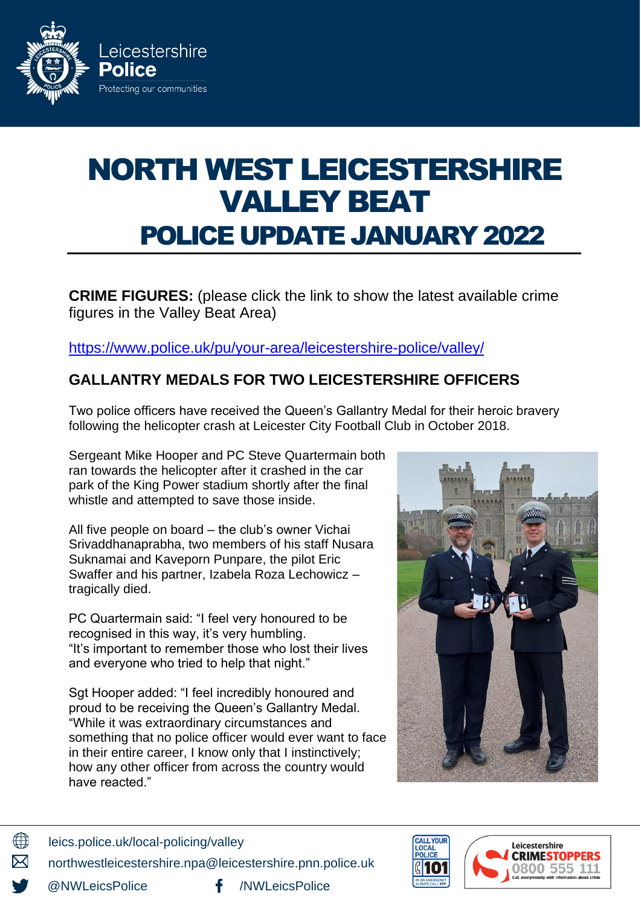# NORTH WEST LEICESTERSHIRE VALLEY BEAT

## POLICE UPDATE JANUARY 2022

**CRIME FIGURES:** (please click the link to show the latest available crime figures in the Valley Beat Area)

https://www.police.uk/pu/your-area/leicestershire-police/valley/

### GALLANTRY MEDALS FOR TWO LEICESTERSHIRE OFFICERS

Two police officers have received the Queen's Gallantry Medal for their heroic bravery following the helicopter crash at Leicester City Football Club in October 2018.

Sergeant Mike Hooper and PC Steve Quartermain both ran towards the helicopter after it crashed in the car park of the King Power stadium shortly after the final whistle and attempted to save those inside.

All five people on board – the club's owner Vichai Srivaddhanaprabha, two members of his staff Nusara Suknamai and Kaveporn Punpare, the pilot Eric Swaffer and his partner, Izabela Roza Lechowicz – tragically died.

PC Quartermain said: "I feel very honoured to be recognised in this way, it's very humbling.
"It's important to remember those who lost their lives and everyone who tried to help that night."

Sgt Hooper added: "I feel incredibly honoured and proud to be receiving the Queen's Gallantry Medal.
"While it was extraordinary circumstances and something that no police officer would ever want to face in their entire career, I know only that I instinctively; how any other officer from across the country would have reacted."

leics.police.uk/local-policing/valley

northwestleicestershire.npa@leicestershire.pnn.police.uk

@NWLeicsPolice

/NWLeicsPolice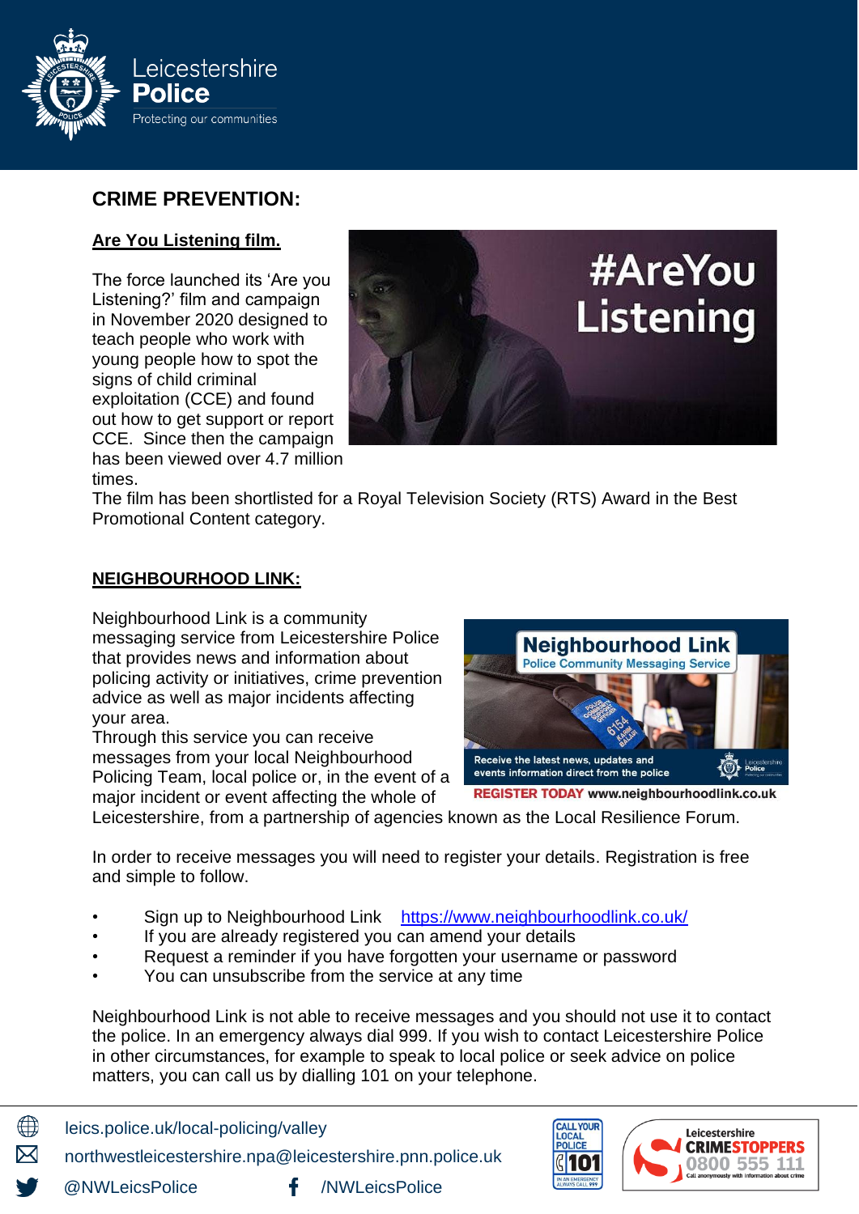## CRIME PREVENTION:

### Are You Listening film.

The force launched its 'Are you Listening?' film and campaign in November 2020 designed to teach people who work with young people how to spot the signs of child criminal exploitation (CCE) and found out how to get support or report CCE. Since then the campaign has been viewed over 4.7 million times.

The film has been shortlisted for a Royal Television Society (RTS) Award in the Best Promotional Content category.

### NEIGHBOURHOOD LINK:

Neighbourhood Link is a community messaging service from Leicestershire Police that provides news and information about policing activity or initiatives, crime prevention advice as well as major incidents affecting your area.

Through this service you can receive messages from your local Neighbourhood Policing Team, local police or, in the event of a major incident or event affecting the whole of Leicestershire, from a partnership of agencies known as the Local Resilience Forum.

In order to receive messages you will need to register your details. Registration is free and simple to follow.

- Sign up to Neighbourhood Link https://www.neighbourhoodlink.co.uk/
- If you are already registered you can amend your details
- Request a reminder if you have forgotten your username or password
- You can unsubscribe from the service at any time

Neighbourhood Link is not able to receive messages and you should not use it to contact the police. In an emergency always dial 999. If you wish to contact Leicestershire Police in other circumstances, for example to speak to local police or seek advice on police matters, you can call us by dialling 101 on your telephone.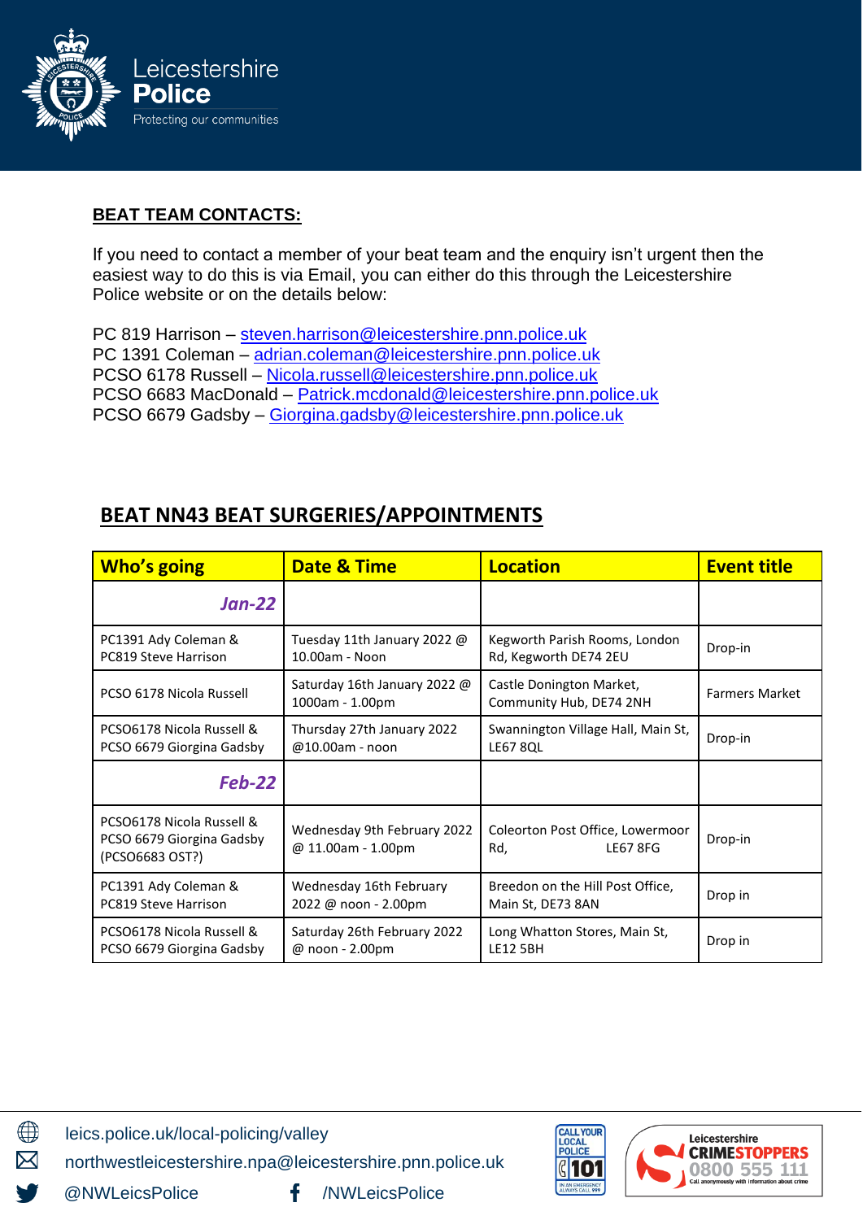**BEAT TEAM CONTACTS:**

If you need to contact a member of your beat team and the enquiry isn't urgent then the easiest way to do this is via Email, you can either do this through the Leicestershire Police website or on the details below:

PC 819 Harrison – steven.harrison@leicestershire.pnn.police.uk
PC 1391 Coleman – adrian.coleman@leicestershire.pnn.police.uk
PCSO 6178 Russell – Nicola.russell@leicestershire.pnn.police.uk
PCSO 6683 MacDonald – Patrick.mcdonald@leicestershire.pnn.police.uk
PCSO 6679 Gadsby – Giorgina.gadsby@leicestershire.pnn.police.uk

## BEAT NN43 BEAT SURGERIES/APPOINTMENTS

| Who's going | Date & Time | Location | Event title |
|---|---|---|---|
| ***Jan-22*** | | | |
| PC1391 Ady Coleman & PC819 Steve Harrison | Tuesday 11th January 2022 @ 10.00am - Noon | Kegworth Parish Rooms, London Rd, Kegworth DE74 2EU | Drop-in |
| PCSO 6178 Nicola Russell | Saturday 16th January 2022 @ 1000am - 1.00pm | Castle Donington Market, Community Hub, DE74 2NH | Farmers Market |
| PCSO6178 Nicola Russell & PCSO 6679 Giorgina Gadsby | Thursday 27th January 2022 @10.00am - noon | Swannington Village Hall, Main St, LE67 8QL | Drop-in |
| ***Feb-22*** | | | |
| PCSO6178 Nicola Russell & PCSO 6679 Giorgina Gadsby (PCSO6683 OST?) | Wednesday 9th February 2022 @ 11.00am - 1.00pm | Coleorton Post Office, Lowermoor Rd, LE67 8FG | Drop-in |
| PC1391 Ady Coleman & PC819 Steve Harrison | Wednesday 16th February 2022 @ noon - 2.00pm | Breedon on the Hill Post Office, Main St, DE73 8AN | Drop in |
| PCSO6178 Nicola Russell & PCSO 6679 Giorgina Gadsby | Saturday 26th February 2022 @ noon - 2.00pm | Long Whatton Stores, Main St, LE12 5BH | Drop in |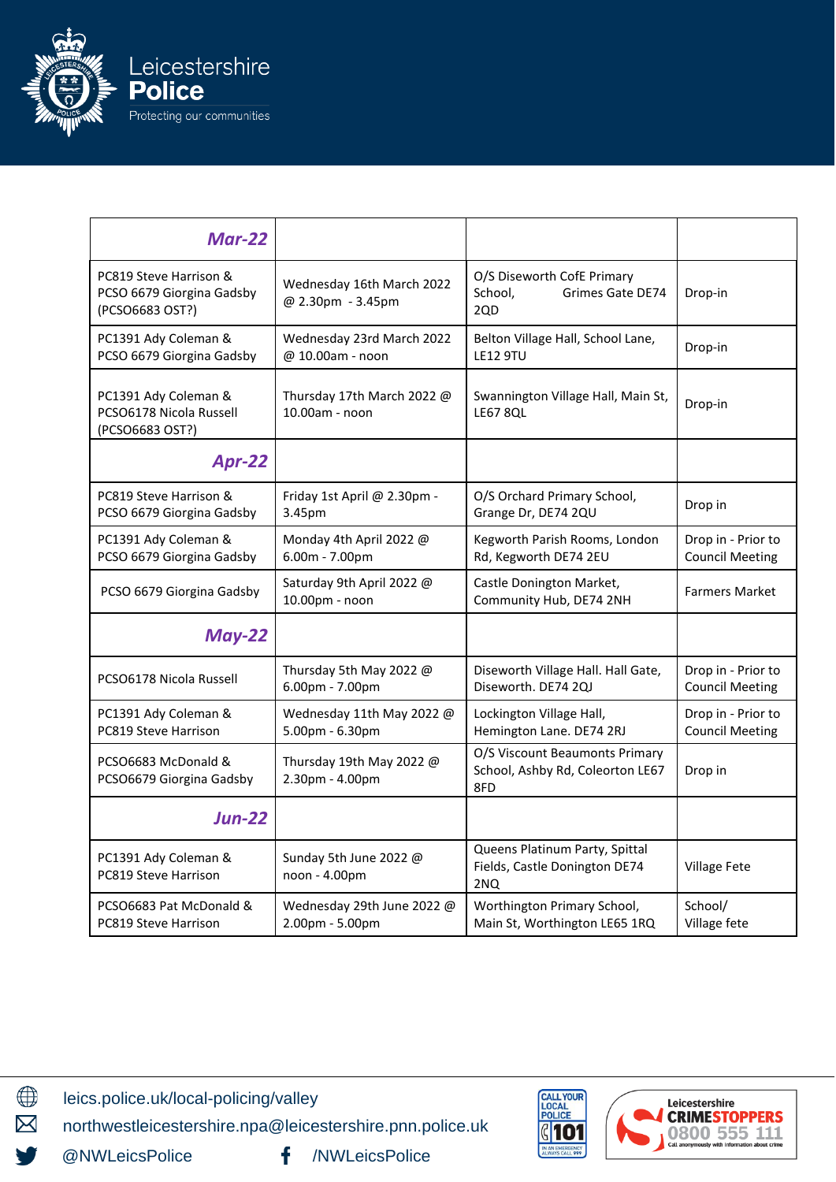Leicestershire **Police**
Protecting our communities

| | | | |
|---|---|---|---|
| ***Mar-22*** | | | |
| PC819 Steve Harrison & PCSO 6679 Giorgina Gadsby (PCSO6683 OST?) | Wednesday 16th March 2022 @ 2.30pm - 3.45pm | O/S Diseworth CofE Primary School, Grimes Gate DE74 2QD | Drop-in |
| PC1391 Ady Coleman & PCSO 6679 Giorgina Gadsby | Wednesday 23rd March 2022 @ 10.00am - noon | Belton Village Hall, School Lane, LE12 9TU | Drop-in |
| PC1391 Ady Coleman & PCSO6178 Nicola Russell (PCSO6683 OST?) | Thursday 17th March 2022 @ 10.00am - noon | Swannington Village Hall, Main St, LE67 8QL | Drop-in |
| ***Apr-22*** | | | |
| PC819 Steve Harrison & PCSO 6679 Giorgina Gadsby | Friday 1st April @ 2.30pm - 3.45pm | O/S Orchard Primary School, Grange Dr, DE74 2QU | Drop in |
| PC1391 Ady Coleman & PCSO 6679 Giorgina Gadsby | Monday 4th April 2022 @ 6.00m - 7.00pm | Kegworth Parish Rooms, London Rd, Kegworth DE74 2EU | Drop in - Prior to Council Meeting |
| PCSO 6679 Giorgina Gadsby | Saturday 9th April 2022 @ 10.00pm - noon | Castle Donington Market, Community Hub, DE74 2NH | Farmers Market |
| ***May-22*** | | | |
| PCSO6178 Nicola Russell | Thursday 5th May 2022 @ 6.00pm - 7.00pm | Diseworth Village Hall. Hall Gate, Diseworth. DE74 2QJ | Drop in - Prior to Council Meeting |
| PC1391 Ady Coleman & PC819 Steve Harrison | Wednesday 11th May 2022 @ 5.00pm - 6.30pm | Lockington Village Hall, Hemington Lane. DE74 2RJ | Drop in - Prior to Council Meeting |
| PCSO6683 McDonald & PCSO6679 Giorgina Gadsby | Thursday 19th May 2022 @ 2.30pm - 4.00pm | O/S Viscount Beaumonts Primary School, Ashby Rd, Coleorton LE67 8FD | Drop in |
| ***Jun-22*** | | | |
| PC1391 Ady Coleman & PC819 Steve Harrison | Sunday 5th June 2022 @ noon - 4.00pm | Queens Platinum Party, Spittal Fields, Castle Donington DE74 2NQ | Village Fete |
| PCSO6683 Pat McDonald & PC819 Steve Harrison | Wednesday 29th June 2022 @ 2.00pm - 5.00pm | Worthington Primary School, Main St, Worthington LE65 1RQ | School/ Village fete |

leics.police.uk/local-policing/valley
northwestleicestershire.npa@leicestershire.pnn.police.uk
@NWLeicsPolice
/NWLeicsPolice

CALL YOUR LOCAL POLICE 101 IN AN EMERGENCY ALWAYS CALL 999

Leicestershire CRIMESTOPPERS 0800 555 111 Call anonymously with information about crime